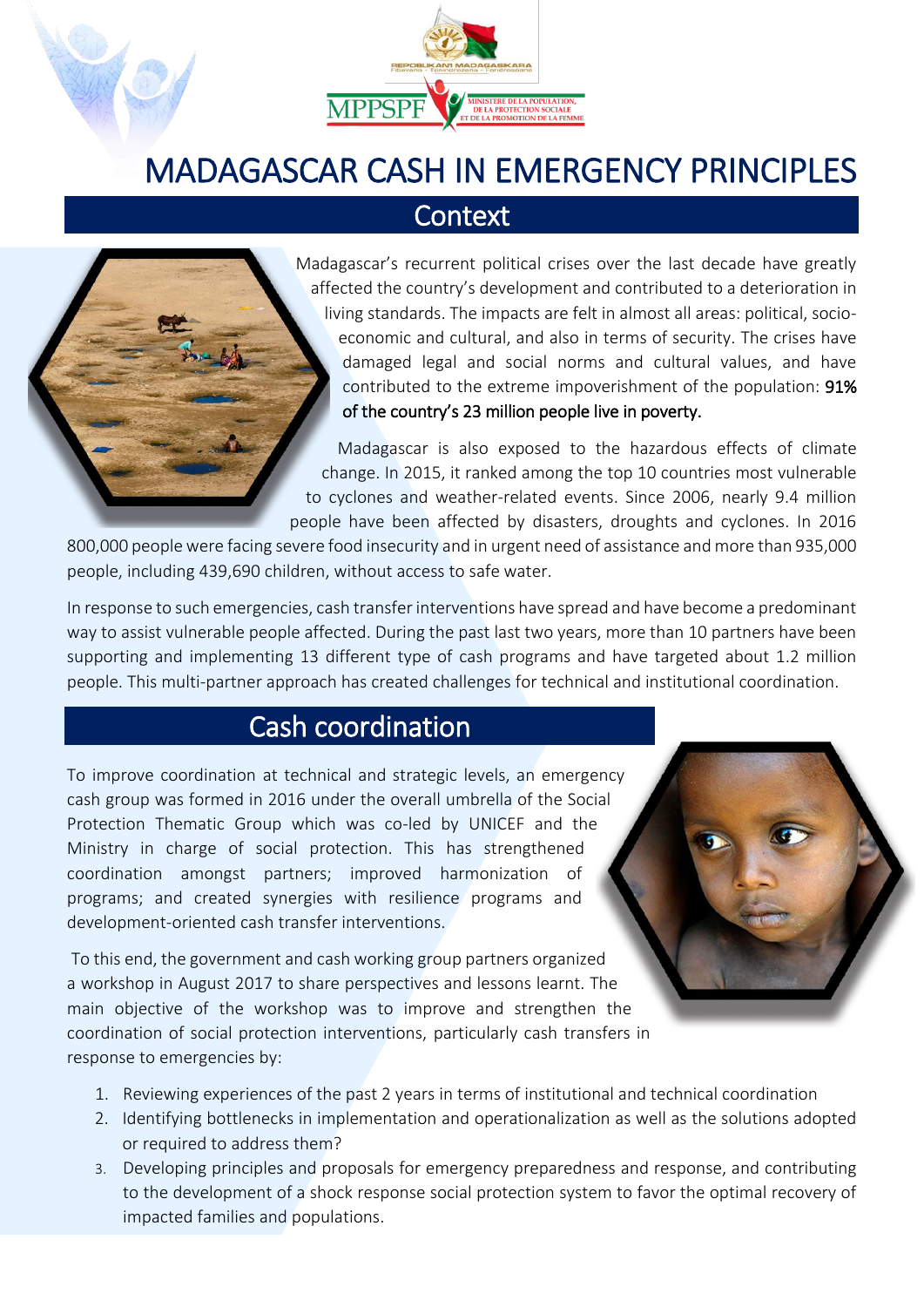# MADAGASCAR CASH IN EMERGENCY PRINCIPLES

## Context

Madagascar's recurrent political crises over the last decade have greatly affected the country's development and contributed to a deterioration in living standards. The impacts are felt in almost all areas: political, socio-economic and cultural, and also in terms of security. The crises have damaged legal and social norms and cultural values, and have contributed to the extreme impoverishment of the population: 91% of the country's 23 million people live in poverty.

Madagascar is also exposed to the hazardous effects of climate change. In 2015, it ranked among the top 10 countries most vulnerable to cyclones and weather-related events. Since 2006, nearly 9.4 million people have been affected by disasters, droughts and cyclones. In 2016 800,000 people were facing severe food insecurity and in urgent need of assistance and more than 935,000 people, including 439,690 children, without access to safe water.

In response to such emergencies, cash transfer interventions have spread and have become a predominant way to assist vulnerable people affected. During the past last two years, more than 10 partners have been supporting and implementing 13 different type of cash programs and have targeted about 1.2 million people. This multi-partner approach has created challenges for technical and institutional coordination.

## Cash coordination

To improve coordination at technical and strategic levels, an emergency cash group was formed in 2016 under the overall umbrella of the Social Protection Thematic Group which was co-led by UNICEF and the Ministry in charge of social protection. This has strengthened coordination amongst partners; improved harmonization of programs; and created synergies with resilience programs and development-oriented cash transfer interventions.

To this end, the government and cash working group partners organized a workshop in August 2017 to share perspectives and lessons learnt. The main objective of the workshop was to improve and strengthen the coordination of social protection interventions, particularly cash transfers in response to emergencies by:

1. Reviewing experiences of the past 2 years in terms of institutional and technical coordination
2. Identifying bottlenecks in implementation and operationalization as well as the solutions adopted or required to address them?
3. Developing principles and proposals for emergency preparedness and response, and contributing to the development of a shock response social protection system to favor the optimal recovery of impacted families and populations.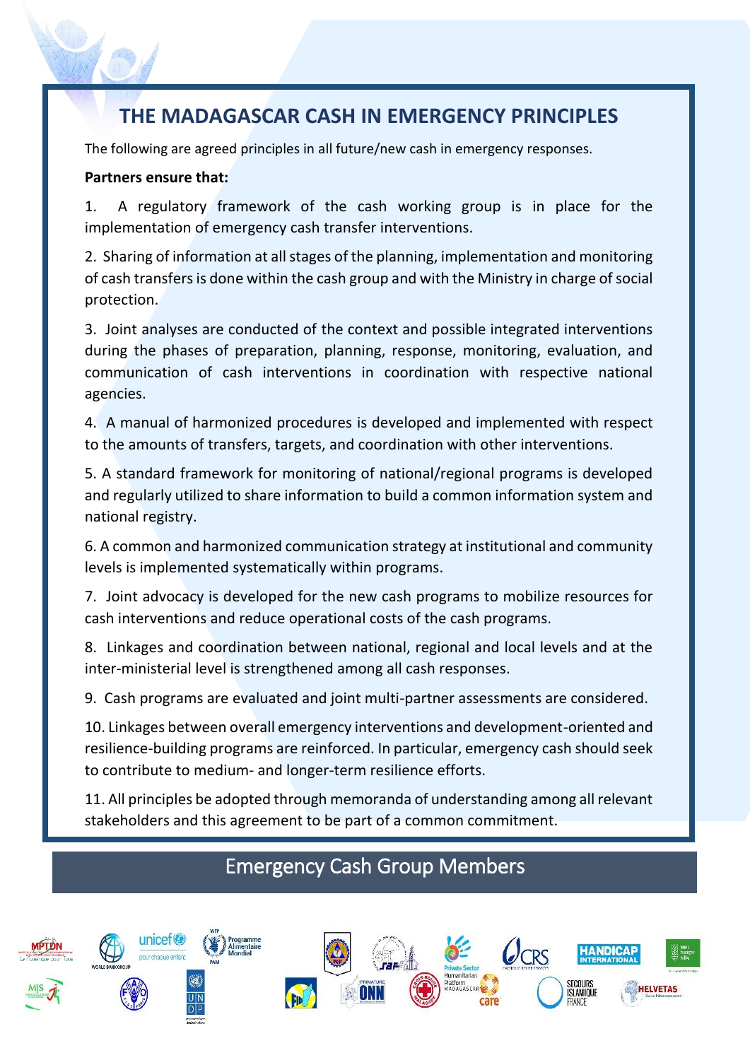# THE MADAGASCAR CASH IN EMERGENCY PRINCIPLES

The following are agreed principles in all future/new cash in emergency responses.

**Partners ensure that:**

1. A regulatory framework of the cash working group is in place for the implementation of emergency cash transfer interventions.

2. Sharing of information at all stages of the planning, implementation and monitoring of cash transfers is done within the cash group and with the Ministry in charge of social protection.

3. Joint analyses are conducted of the context and possible integrated interventions during the phases of preparation, planning, response, monitoring, evaluation, and communication of cash interventions in coordination with respective national agencies.

4. A manual of harmonized procedures is developed and implemented with respect to the amounts of transfers, targets, and coordination with other interventions.

5. A standard framework for monitoring of national/regional programs is developed and regularly utilized to share information to build a common information system and national registry.

6. A common and harmonized communication strategy at institutional and community levels is implemented systematically within programs.

7. Joint advocacy is developed for the new cash programs to mobilize resources for cash interventions and reduce operational costs of the cash programs.

8. Linkages and coordination between national, regional and local levels and at the inter-ministerial level is strengthened among all cash responses.

9. Cash programs are evaluated and joint multi-partner assessments are considered.

10. Linkages between overall emergency interventions and development-oriented and resilience-building programs are reinforced. In particular, emergency cash should seek to contribute to medium- and longer-term resilience efforts.

11. All principles be adopted through memoranda of understanding among all relevant stakeholders and this agreement to be part of a common commitment.

## Emergency Cash Group Members